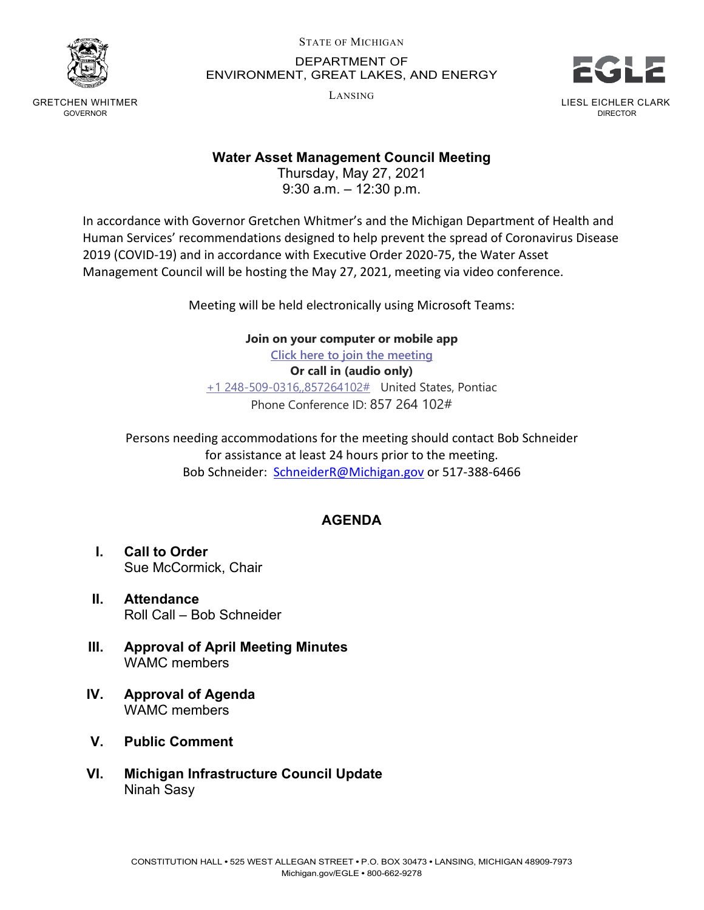GRETCHEN WHITMER
GOVERNOR

STATE OF MICHIGAN
DEPARTMENT OF
ENVIRONMENT, GREAT LAKES, AND ENERGY
LANSING

LIESL EICHLER CLARK
DIRECTOR

# Water Asset Management Council Meeting

Thursday, May 27, 2021
9:30 a.m. – 12:30 p.m.

In accordance with Governor Gretchen Whitmer's and the Michigan Department of Health and Human Services' recommendations designed to help prevent the spread of Coronavirus Disease 2019 (COVID-19) and in accordance with Executive Order 2020-75, the Water Asset Management Council will be hosting the May 27, 2021, meeting via video conference.

Meeting will be held electronically using Microsoft Teams:

**Join on your computer or mobile app**
Click here to join the meeting
**Or call in (audio only)**
+1 248-509-0316,,857264102# United States, Pontiac
Phone Conference ID: 857 264 102#

Persons needing accommodations for the meeting should contact Bob Schneider for assistance at least 24 hours prior to the meeting.
Bob Schneider: SchneiderR@Michigan.gov or 517-388-6466

## AGENDA

**I. Call to Order**
Sue McCormick, Chair

**II. Attendance**
Roll Call – Bob Schneider

**III. Approval of April Meeting Minutes**
WAMC members

**IV. Approval of Agenda**
WAMC members

**V. Public Comment**

**VI. Michigan Infrastructure Council Update**
Ninah Sasy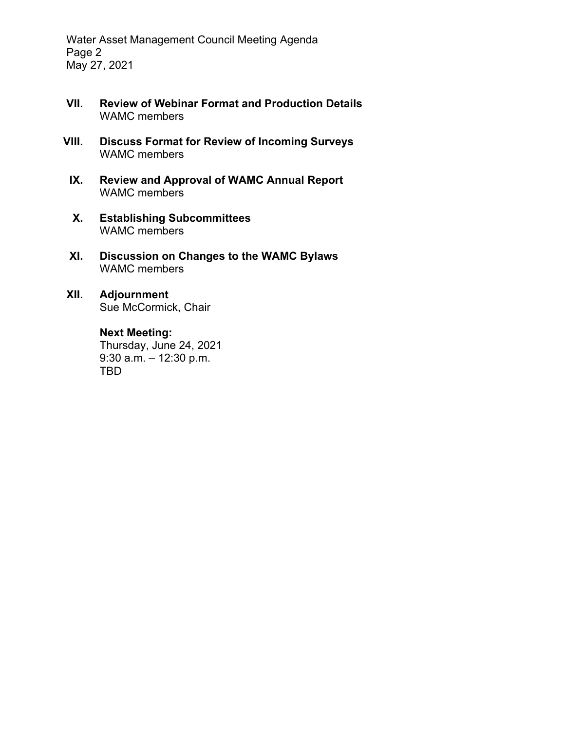**VII. Review of Webinar Format and Production Details**
WAMC members

**VIII. Discuss Format for Review of Incoming Surveys**
WAMC members

**IX. Review and Approval of WAMC Annual Report**
WAMC members

**X. Establishing Subcommittees**
WAMC members

**XI. Discussion on Changes to the WAMC Bylaws**
WAMC members

**XII. Adjournment**
Sue McCormick, Chair

**Next Meeting:**
Thursday, June 24, 2021
9:30 a.m. – 12:30 p.m.
TBD